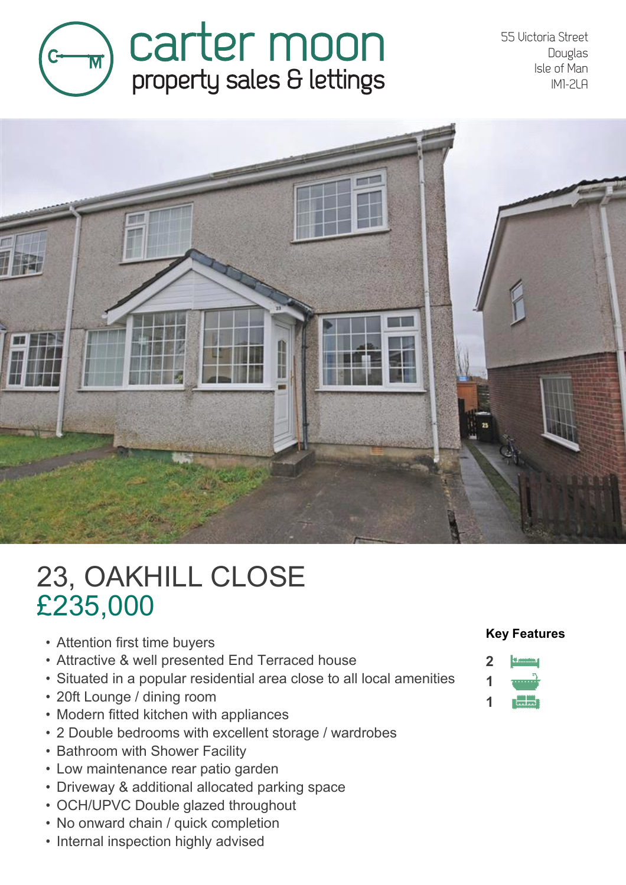carter moon
property sales & lettings

55 Victoria Street
Douglas
Isle of Man
IM1-2LA

# 23, OAKHILL CLOSE

## £235,000

- Attention first time buyers
- Attractive & well presented End Terraced house
- Situated in a popular residential area close to all local amenities
- 20ft Lounge / dining room
- Modern fitted kitchen with appliances
- 2 Double bedrooms with excellent storage / wardrobes
- Bathroom with Shower Facility
- Low maintenance rear patio garden
- Driveway & additional allocated parking space
- OCH/UPVC Double glazed throughout
- No onward chain / quick completion
- Internal inspection highly advised

**Key Features**

2
1
1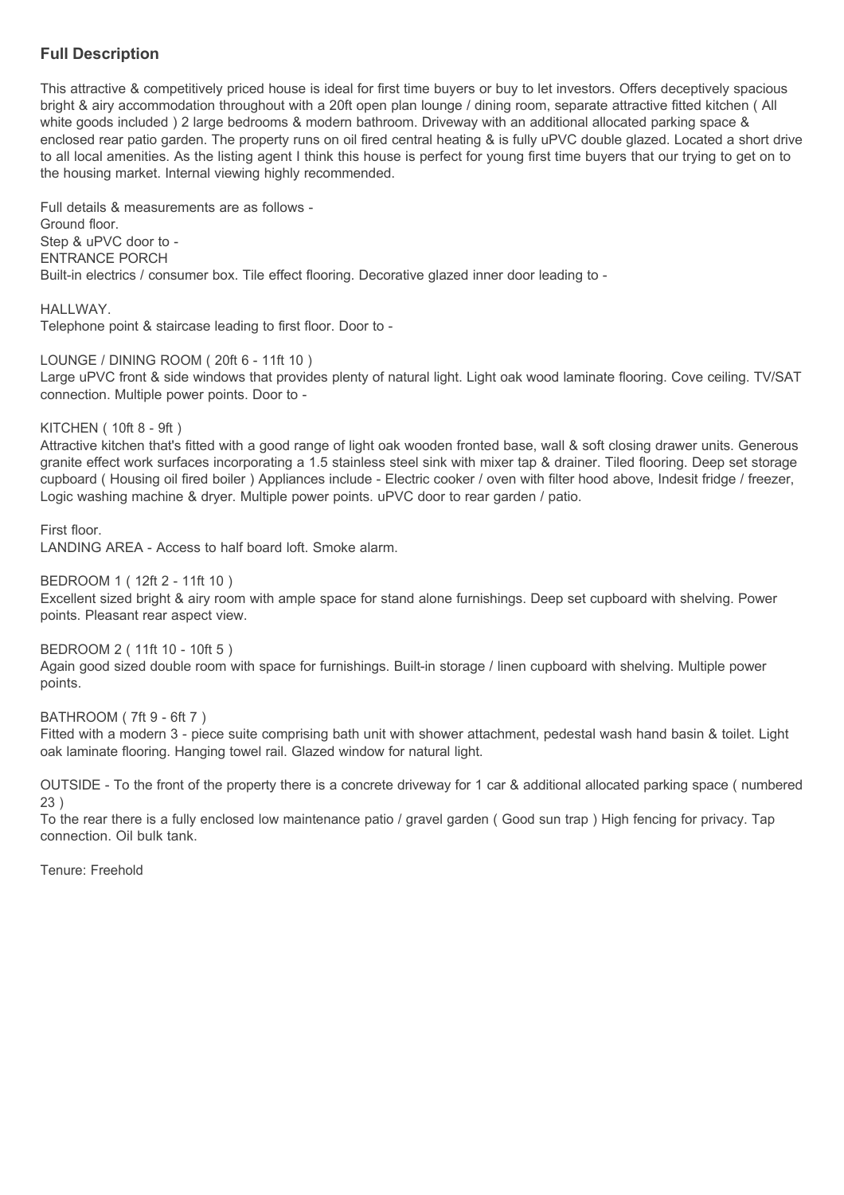## Full Description

This attractive & competitively priced house is ideal for first time buyers or buy to let investors. Offers deceptively spacious bright & airy accommodation throughout with a 20ft open plan lounge / dining room, separate attractive fitted kitchen ( All white goods included ) 2 large bedrooms & modern bathroom. Driveway with an additional allocated parking space & enclosed rear patio garden. The property runs on oil fired central heating & is fully uPVC double glazed. Located a short drive to all local amenities. As the listing agent I think this house is perfect for young first time buyers that our trying to get on to the housing market. Internal viewing highly recommended.

Full details & measurements are as follows -
Ground floor.
Step & uPVC door to -
ENTRANCE PORCH
Built-in electrics / consumer box. Tile effect flooring. Decorative glazed inner door leading to -

HALLWAY.
Telephone point & staircase leading to first floor. Door to -

LOUNGE / DINING ROOM ( 20ft 6 - 11ft 10 )
Large uPVC front & side windows that provides plenty of natural light. Light oak wood laminate flooring. Cove ceiling. TV/SAT connection. Multiple power points. Door to -

KITCHEN ( 10ft 8 - 9ft )
Attractive kitchen that's fitted with a good range of light oak wooden fronted base, wall & soft closing drawer units. Generous granite effect work surfaces incorporating a 1.5 stainless steel sink with mixer tap & drainer. Tiled flooring. Deep set storage cupboard ( Housing oil fired boiler ) Appliances include - Electric cooker / oven with filter hood above, Indesit fridge / freezer, Logic washing machine & dryer. Multiple power points. uPVC door to rear garden / patio.

First floor.
LANDING AREA - Access to half board loft. Smoke alarm.

BEDROOM 1 ( 12ft 2 - 11ft 10 )
Excellent sized bright & airy room with ample space for stand alone furnishings. Deep set cupboard with shelving. Power points. Pleasant rear aspect view.

BEDROOM 2 ( 11ft 10 - 10ft 5 )
Again good sized double room with space for furnishings. Built-in storage / linen cupboard with shelving. Multiple power points.

BATHROOM ( 7ft 9 - 6ft 7 )
Fitted with a modern 3 - piece suite comprising bath unit with shower attachment, pedestal wash hand basin & toilet. Light oak laminate flooring. Hanging towel rail. Glazed window for natural light.

OUTSIDE - To the front of the property there is a concrete driveway for 1 car & additional allocated parking space ( numbered 23 )
To the rear there is a fully enclosed low maintenance patio / gravel garden ( Good sun trap ) High fencing for privacy. Tap connection. Oil bulk tank.

Tenure: Freehold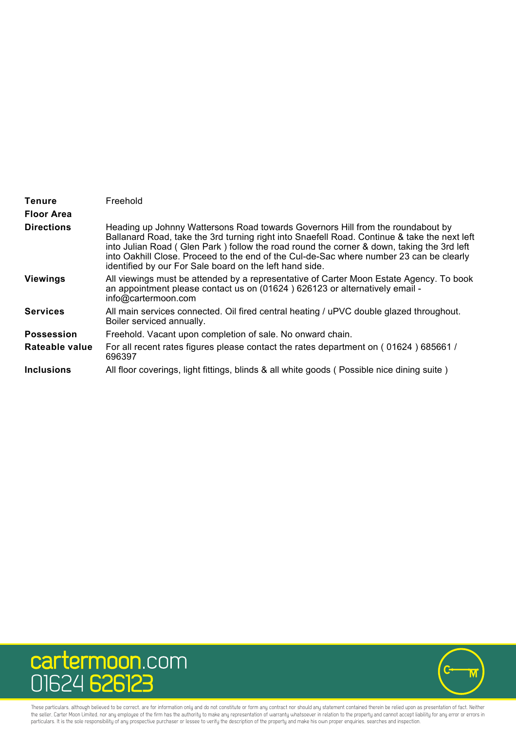| | |
|---|---|
| **Tenure** | Freehold |
| **Floor Area** | |
| **Directions** | Heading up Johnny Wattersons Road towards Governors Hill from the roundabout by Ballanard Road, take the 3rd turning right into Snaefell Road. Continue & take the next left into Julian Road ( Glen Park ) follow the road round the corner & down, taking the 3rd left into Oakhill Close. Proceed to the end of the Cul-de-Sac where number 23 can be clearly identified by our For Sale board on the left hand side. |
| **Viewings** | All viewings must be attended by a representative of Carter Moon Estate Agency. To book an appointment please contact us on (01624 ) 626123 or alternatively email - info@cartermoon.com |
| **Services** | All main services connected. Oil fired central heating / uPVC double glazed throughout. Boiler serviced annually. |
| **Possession** | Freehold. Vacant upon completion of sale. No onward chain. |
| **Rateable value** | For all recent rates figures please contact the rates department on ( 01624 ) 685661 / 696397 |
| **Inclusions** | All floor coverings, light fittings, blinds & all white goods ( Possible nice dining suite ) |

cartermoon.com
01624 626123

These particulars, although believed to be correct, are for information only and do not constitute or form any contract nor should any statement contained therein be relied upon as presentation of fact. Neither the seller, Carter Moon Limited, nor any employee of the firm has the authority to make any representation of warranty whatsoever in relation to the property and cannot accept liability for any error or errors in particulars. It is the sole responsibility of any prospective purchaser or lessee to verify the description of the property and make his own proper enquiries, searches and inspection.